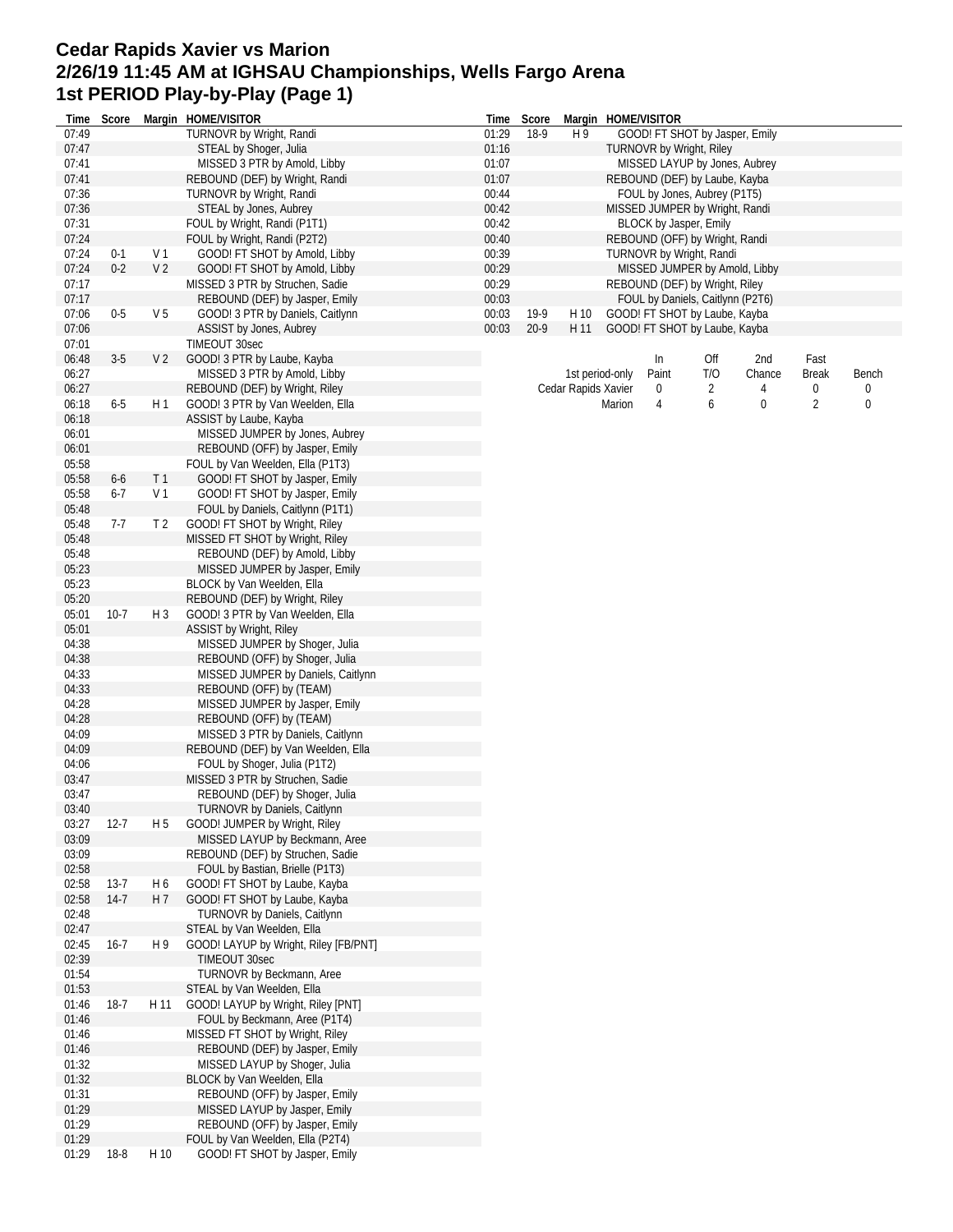# Cedar Rapids Xavier vs Marion
## 2/26/19 11:45 AM at IGHSAU Championships, Wells Fargo Arena
## 1st PERIOD Play-by-Play (Page 1)

| Time | Score | Margin | HOME/VISITOR |
|---|---|---|---|
| 07:49 | | | TURNOVR by Wright, Randi |
| 07:47 | | | STEAL by Shoger, Julia |
| 07:41 | | | MISSED 3 PTR by Arnold, Libby |
| 07:41 | | | REBOUND (DEF) by Wright, Randi |
| 07:36 | | | TURNOVR by Wright, Randi |
| 07:36 | | | STEAL by Jones, Aubrey |
| 07:31 | | | FOUL by Wright, Randi (P1T1) |
| 07:24 | | | FOUL by Wright, Randi (P2T2) |
| 07:24 | 0-1 | V 1 | GOOD! FT SHOT by Arnold, Libby |
| 07:24 | 0-2 | V 2 | GOOD! FT SHOT by Arnold, Libby |
| 07:17 | | | MISSED 3 PTR by Struchen, Sadie |
| 07:17 | | | REBOUND (DEF) by Jasper, Emily |
| 07:06 | 0-5 | V 5 | GOOD! 3 PTR by Daniels, Caitlynn |
| 07:06 | | | ASSIST by Jones, Aubrey |
| 07:01 | | | TIMEOUT 30sec |
| 06:48 | 3-5 | V 2 | GOOD! 3 PTR by Laube, Kayba |
| 06:27 | | | MISSED 3 PTR by Arnold, Libby |
| 06:27 | | | REBOUND (DEF) by Wright, Riley |
| 06:18 | 6-5 | H 1 | GOOD! 3 PTR by Van Weelden, Ella |
| 06:18 | | | ASSIST by Laube, Kayba |
| 06:01 | | | MISSED JUMPER by Jones, Aubrey |
| 06:01 | | | REBOUND (OFF) by Jasper, Emily |
| 05:58 | | | FOUL by Van Weelden, Ella (P1T3) |
| 05:58 | 6-6 | T 1 | GOOD! FT SHOT by Jasper, Emily |
| 05:58 | 6-7 | V 1 | GOOD! FT SHOT by Jasper, Emily |
| 05:48 | | | FOUL by Daniels, Caitlynn (P1T1) |
| 05:48 | 7-7 | T 2 | GOOD! FT SHOT by Wright, Riley |
| 05:48 | | | MISSED FT SHOT by Wright, Riley |
| 05:48 | | | REBOUND (DEF) by Arnold, Libby |
| 05:23 | | | MISSED JUMPER by Jasper, Emily |
| 05:23 | | | BLOCK by Van Weelden, Ella |
| 05:20 | | | REBOUND (DEF) by Wright, Riley |
| 05:01 | 10-7 | H 3 | GOOD! 3 PTR by Van Weelden, Ella |
| 05:01 | | | ASSIST by Wright, Riley |
| 04:38 | | | MISSED JUMPER by Shoger, Julia |
| 04:38 | | | REBOUND (OFF) by Shoger, Julia |
| 04:33 | | | MISSED JUMPER by Daniels, Caitlynn |
| 04:33 | | | REBOUND (OFF) by (TEAM) |
| 04:28 | | | MISSED JUMPER by Jasper, Emily |
| 04:28 | | | REBOUND (OFF) by (TEAM) |
| 04:09 | | | MISSED 3 PTR by Daniels, Caitlynn |
| 04:09 | | | REBOUND (DEF) by Van Weelden, Ella |
| 04:06 | | | FOUL by Shoger, Julia (P1T2) |
| 03:47 | | | MISSED 3 PTR by Struchen, Sadie |
| 03:47 | | | REBOUND (DEF) by Shoger, Julia |
| 03:40 | | | TURNOVR by Daniels, Caitlynn |
| 03:27 | 12-7 | H 5 | GOOD! JUMPER by Wright, Riley |
| 03:09 | | | MISSED LAYUP by Beckmann, Aree |
| 03:09 | | | REBOUND (DEF) by Struchen, Sadie |
| 02:58 | | | FOUL by Bastian, Brielle (P1T3) |
| 02:58 | 13-7 | H 6 | GOOD! FT SHOT by Laube, Kayba |
| 02:58 | 14-7 | H 7 | GOOD! FT SHOT by Laube, Kayba |
| 02:48 | | | TURNOVR by Daniels, Caitlynn |
| 02:47 | | | STEAL by Van Weelden, Ella |
| 02:45 | 16-7 | H 9 | GOOD! LAYUP by Wright, Riley [FB/PNT] |
| 02:39 | | | TIMEOUT 30sec |
| 01:54 | | | TURNOVR by Beckmann, Aree |
| 01:53 | | | STEAL by Van Weelden, Ella |
| 01:46 | 18-7 | H 11 | GOOD! LAYUP by Wright, Riley [PNT] |
| 01:46 | | | FOUL by Beckmann, Aree (P1T4) |
| 01:46 | | | MISSED FT SHOT by Wright, Riley |
| 01:46 | | | REBOUND (DEF) by Jasper, Emily |
| 01:32 | | | MISSED LAYUP by Shoger, Julia |
| 01:32 | | | BLOCK by Van Weelden, Ella |
| 01:31 | | | REBOUND (OFF) by Jasper, Emily |
| 01:29 | | | MISSED LAYUP by Jasper, Emily |
| 01:29 | | | REBOUND (OFF) by Jasper, Emily |
| 01:29 | | | FOUL by Van Weelden, Ella (P2T4) |
| 01:29 | 18-8 | H 10 | GOOD! FT SHOT by Jasper, Emily |
| 01:29 | 18-9 | H 9 | GOOD! FT SHOT by Jasper, Emily |
| 01:16 | | | TURNOVR by Wright, Riley |
| 01:07 | | | MISSED LAYUP by Jones, Aubrey |
| 01:07 | | | REBOUND (DEF) by Laube, Kayba |
| 00:44 | | | FOUL by Jones, Aubrey (P1T5) |
| 00:42 | | | MISSED JUMPER by Wright, Randi |
| 00:42 | | | BLOCK by Jasper, Emily |
| 00:40 | | | REBOUND (OFF) by Wright, Randi |
| 00:39 | | | TURNOVR by Wright, Randi |
| 00:29 | | | MISSED JUMPER by Arnold, Libby |
| 00:29 | | | REBOUND (DEF) by Wright, Riley |
| 00:03 | | | FOUL by Daniels, Caitlynn (P2T6) |
| 00:03 | 19-9 | H 10 | GOOD! FT SHOT by Laube, Kayba |
| 00:03 | 20-9 | H 11 | GOOD! FT SHOT by Laube, Kayba |

| 1st period-only | In Paint | Off T/O | 2nd Chance | Fast Break | Bench |
|---|---|---|---|---|---|
| Cedar Rapids Xavier | 0 | 2 | 4 | 0 | 0 |
| Marion | 4 | 6 | 0 | 2 | 0 |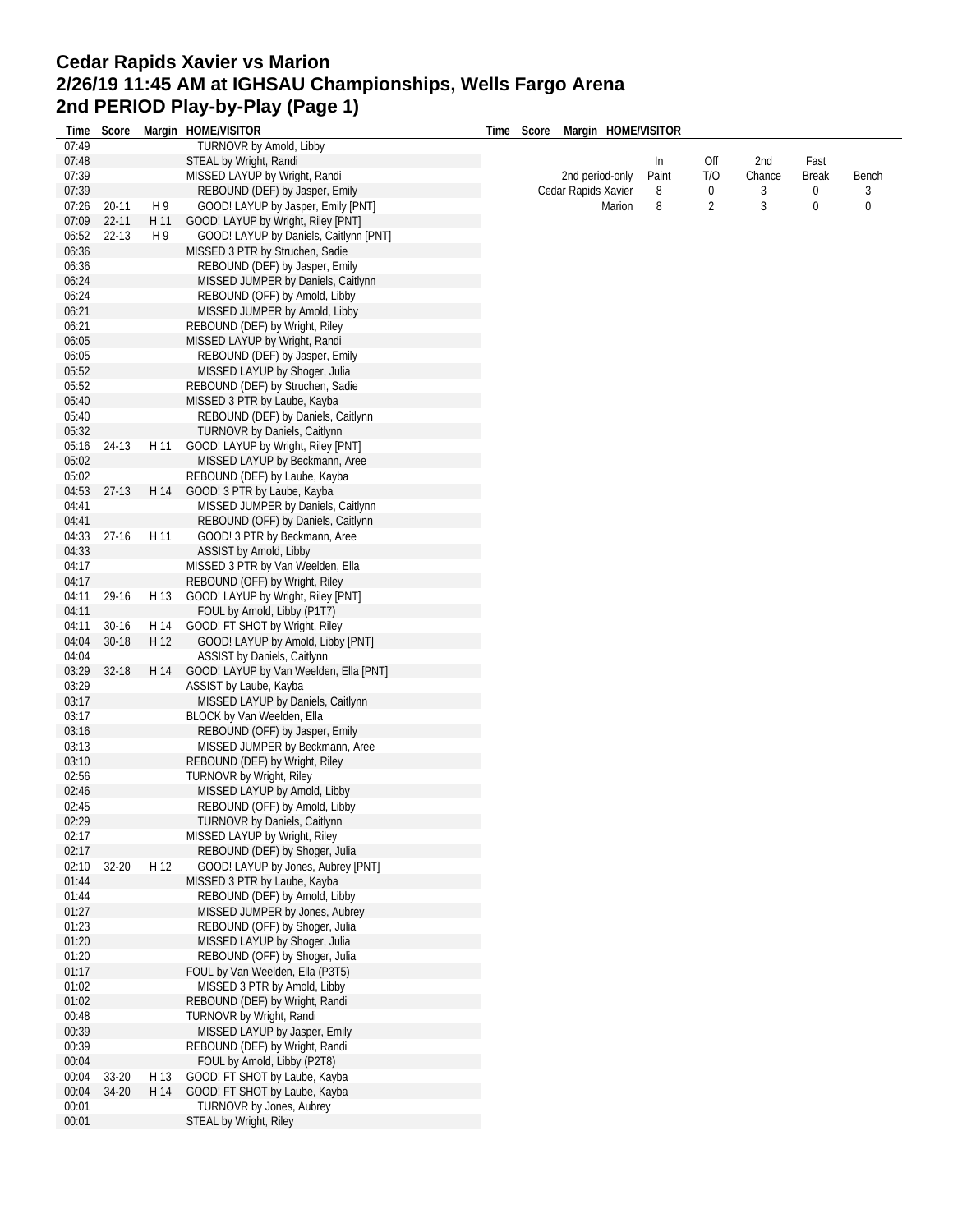# Cedar Rapids Xavier vs Marion
## 2/26/19 11:45 AM at IGHSAU Championships, Wells Fargo Arena
## 2nd PERIOD Play-by-Play (Page 1)

| Time | Score | Margin | HOME/VISITOR |
|---|---|---|---|
| 07:49 | | | TURNOVR by Arnold, Libby |
| 07:48 | | | STEAL by Wright, Randi |
| 07:39 | | | MISSED LAYUP by Wright, Randi |
| 07:39 | | | REBOUND (DEF) by Jasper, Emily |
| 07:26 | 20-11 | H 9 | GOOD! LAYUP by Jasper, Emily [PNT] |
| 07:09 | 22-11 | H 11 | GOOD! LAYUP by Wright, Riley [PNT] |
| 06:52 | 22-13 | H 9 | GOOD! LAYUP by Daniels, Caitlynn [PNT] |
| 06:36 | | | MISSED 3 PTR by Struchen, Sadie |
| 06:36 | | | REBOUND (DEF) by Jasper, Emily |
| 06:24 | | | MISSED JUMPER by Daniels, Caitlynn |
| 06:24 | | | REBOUND (OFF) by Arnold, Libby |
| 06:21 | | | MISSED JUMPER by Arnold, Libby |
| 06:21 | | | REBOUND (DEF) by Wright, Riley |
| 06:05 | | | MISSED LAYUP by Wright, Randi |
| 06:05 | | | REBOUND (DEF) by Jasper, Emily |
| 05:52 | | | MISSED LAYUP by Shoger, Julia |
| 05:52 | | | REBOUND (DEF) by Struchen, Sadie |
| 05:40 | | | MISSED 3 PTR by Laube, Kayba |
| 05:40 | | | REBOUND (DEF) by Daniels, Caitlynn |
| 05:32 | | | TURNOVR by Daniels, Caitlynn |
| 05:16 | 24-13 | H 11 | GOOD! LAYUP by Wright, Riley [PNT] |
| 05:02 | | | MISSED LAYUP by Beckmann, Aree |
| 05:02 | | | REBOUND (DEF) by Laube, Kayba |
| 04:53 | 27-13 | H 14 | GOOD! 3 PTR by Laube, Kayba |
| 04:41 | | | MISSED JUMPER by Daniels, Caitlynn |
| 04:41 | | | REBOUND (OFF) by Daniels, Caitlynn |
| 04:33 | 27-16 | H 11 | GOOD! 3 PTR by Beckmann, Aree |
| 04:33 | | | ASSIST by Arnold, Libby |
| 04:17 | | | MISSED 3 PTR by Van Weelden, Ella |
| 04:17 | | | REBOUND (OFF) by Wright, Riley |
| 04:11 | 29-16 | H 13 | GOOD! LAYUP by Wright, Riley [PNT] |
| 04:11 | | | FOUL by Arnold, Libby (P1T7) |
| 04:11 | 30-16 | H 14 | GOOD! FT SHOT by Wright, Riley |
| 04:04 | 30-18 | H 12 | GOOD! LAYUP by Arnold, Libby [PNT] |
| 04:04 | | | ASSIST by Daniels, Caitlynn |
| 03:29 | 32-18 | H 14 | GOOD! LAYUP by Van Weelden, Ella [PNT] |
| 03:29 | | | ASSIST by Laube, Kayba |
| 03:17 | | | MISSED LAYUP by Daniels, Caitlynn |
| 03:17 | | | BLOCK by Van Weelden, Ella |
| 03:16 | | | REBOUND (OFF) by Jasper, Emily |
| 03:13 | | | MISSED JUMPER by Beckmann, Aree |
| 03:10 | | | REBOUND (DEF) by Wright, Riley |
| 02:56 | | | TURNOVR by Wright, Riley |
| 02:46 | | | MISSED LAYUP by Arnold, Libby |
| 02:45 | | | REBOUND (OFF) by Arnold, Libby |
| 02:29 | | | TURNOVR by Daniels, Caitlynn |
| 02:17 | | | MISSED LAYUP by Wright, Riley |
| 02:17 | | | REBOUND (DEF) by Shoger, Julia |
| 02:10 | 32-20 | H 12 | GOOD! LAYUP by Jones, Aubrey [PNT] |
| 01:44 | | | MISSED 3 PTR by Laube, Kayba |
| 01:44 | | | REBOUND (DEF) by Arnold, Libby |
| 01:27 | | | MISSED JUMPER by Jones, Aubrey |
| 01:23 | | | REBOUND (OFF) by Shoger, Julia |
| 01:20 | | | MISSED LAYUP by Shoger, Julia |
| 01:20 | | | REBOUND (OFF) by Shoger, Julia |
| 01:17 | | | FOUL by Van Weelden, Ella (P3T5) |
| 01:02 | | | MISSED 3 PTR by Arnold, Libby |
| 01:02 | | | REBOUND (DEF) by Wright, Randi |
| 00:48 | | | TURNOVR by Wright, Randi |
| 00:39 | | | MISSED LAYUP by Jasper, Emily |
| 00:39 | | | REBOUND (DEF) by Wright, Randi |
| 00:04 | | | FOUL by Arnold, Libby (P2T8) |
| 00:04 | 33-20 | H 13 | GOOD! FT SHOT by Laube, Kayba |
| 00:04 | 34-20 | H 14 | GOOD! FT SHOT by Laube, Kayba |
| 00:01 | | | TURNOVR by Jones, Aubrey |
| 00:01 | | | STEAL by Wright, Riley |

| 2nd period-only | In Paint | Off T/O | 2nd Chance | Fast Break | Bench |
|---|---|---|---|---|---|
| Cedar Rapids Xavier | 8 | 0 | 3 | 0 | 3 |
| Marion | 8 | 2 | 3 | 0 | 0 |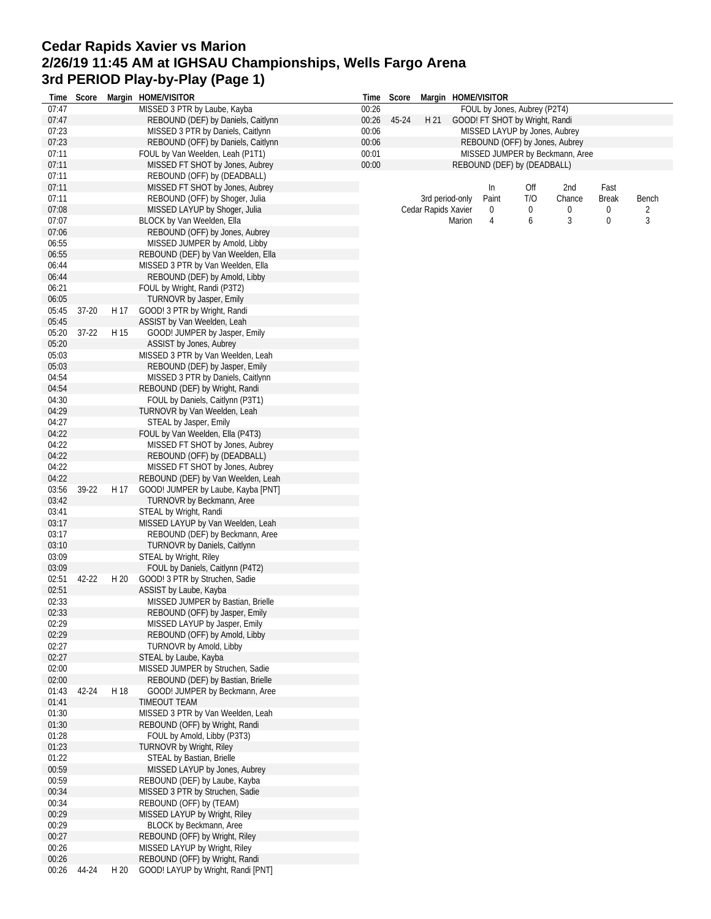# Cedar Rapids Xavier vs Marion
## 2/26/19 11:45 AM at IGHSAU Championships, Wells Fargo Arena
## 3rd PERIOD Play-by-Play (Page 1)

| Time | Score | Margin | HOME/VISITOR |
|---|---|---|---|
| 07:47 | | | MISSED 3 PTR by Laube, Kayba |
| 07:47 | | | REBOUND (DEF) by Daniels, Caitlynn |
| 07:23 | | | MISSED 3 PTR by Daniels, Caitlynn |
| 07:23 | | | REBOUND (OFF) by Daniels, Caitlynn |
| 07:11 | | | FOUL by Van Weelden, Leah (P1T1) |
| 07:11 | | | MISSED FT SHOT by Jones, Aubrey |
| 07:11 | | | REBOUND (OFF) by (DEADBALL) |
| 07:11 | | | MISSED FT SHOT by Jones, Aubrey |
| 07:11 | | | REBOUND (OFF) by Shoger, Julia |
| 07:08 | | | MISSED LAYUP by Shoger, Julia |
| 07:07 | | | BLOCK by Van Weelden, Ella |
| 07:06 | | | REBOUND (OFF) by Jones, Aubrey |
| 06:55 | | | MISSED JUMPER by Arnold, Libby |
| 06:55 | | | REBOUND (DEF) by Van Weelden, Ella |
| 06:44 | | | MISSED 3 PTR by Van Weelden, Ella |
| 06:44 | | | REBOUND (DEF) by Arnold, Libby |
| 06:21 | | | FOUL by Wright, Randi (P3T2) |
| 06:05 | | | TURNOVR by Jasper, Emily |
| 05:45 | 37-20 | H 17 | GOOD! 3 PTR by Wright, Randi |
| 05:45 | | | ASSIST by Van Weelden, Leah |
| 05:20 | 37-22 | H 15 | GOOD! JUMPER by Jasper, Emily |
| 05:20 | | | ASSIST by Jones, Aubrey |
| 05:03 | | | MISSED 3 PTR by Van Weelden, Leah |
| 05:03 | | | REBOUND (DEF) by Jasper, Emily |
| 04:54 | | | MISSED 3 PTR by Daniels, Caitlynn |
| 04:54 | | | REBOUND (DEF) by Wright, Randi |
| 04:30 | | | FOUL by Daniels, Caitlynn (P3T1) |
| 04:29 | | | TURNOVR by Van Weelden, Leah |
| 04:27 | | | STEAL by Jasper, Emily |
| 04:22 | | | FOUL by Van Weelden, Ella (P4T3) |
| 04:22 | | | MISSED FT SHOT by Jones, Aubrey |
| 04:22 | | | REBOUND (OFF) by (DEADBALL) |
| 04:22 | | | MISSED FT SHOT by Jones, Aubrey |
| 04:22 | | | REBOUND (DEF) by Van Weelden, Leah |
| 03:56 | 39-22 | H 17 | GOOD! JUMPER by Laube, Kayba [PNT] |
| 03:42 | | | TURNOVR by Beckmann, Aree |
| 03:41 | | | STEAL by Wright, Randi |
| 03:17 | | | MISSED LAYUP by Van Weelden, Leah |
| 03:17 | | | REBOUND (DEF) by Beckmann, Aree |
| 03:10 | | | TURNOVR by Daniels, Caitlynn |
| 03:09 | | | STEAL by Wright, Riley |
| 03:09 | | | FOUL by Daniels, Caitlynn (P4T2) |
| 02:51 | 42-22 | H 20 | GOOD! 3 PTR by Struchen, Sadie |
| 02:51 | | | ASSIST by Laube, Kayba |
| 02:33 | | | MISSED JUMPER by Bastian, Brielle |
| 02:33 | | | REBOUND (OFF) by Jasper, Emily |
| 02:29 | | | MISSED LAYUP by Jasper, Emily |
| 02:29 | | | REBOUND (OFF) by Arnold, Libby |
| 02:27 | | | TURNOVR by Arnold, Libby |
| 02:27 | | | STEAL by Laube, Kayba |
| 02:00 | | | MISSED JUMPER by Struchen, Sadie |
| 02:00 | | | REBOUND (DEF) by Bastian, Brielle |
| 01:43 | 42-24 | H 18 | GOOD! JUMPER by Beckmann, Aree |
| 01:41 | | | TIMEOUT TEAM |
| 01:30 | | | MISSED 3 PTR by Van Weelden, Leah |
| 01:30 | | | REBOUND (OFF) by Wright, Randi |
| 01:28 | | | FOUL by Arnold, Libby (P3T3) |
| 01:23 | | | TURNOVR by Wright, Riley |
| 01:22 | | | STEAL by Bastian, Brielle |
| 00:59 | | | MISSED LAYUP by Jones, Aubrey |
| 00:59 | | | REBOUND (DEF) by Laube, Kayba |
| 00:34 | | | MISSED 3 PTR by Struchen, Sadie |
| 00:34 | | | REBOUND (OFF) by (TEAM) |
| 00:29 | | | MISSED LAYUP by Wright, Riley |
| 00:29 | | | BLOCK by Beckmann, Aree |
| 00:27 | | | REBOUND (OFF) by Wright, Riley |
| 00:26 | | | MISSED LAYUP by Wright, Riley |
| 00:26 | | | REBOUND (OFF) by Wright, Randi |
| 00:26 | 44-24 | H 20 | GOOD! LAYUP by Wright, Randi [PNT] |
| 00:26 | | | FOUL by Jones, Aubrey (P2T4) |
| 00:26 | 45-24 | H 21 | GOOD! FT SHOT by Wright, Randi |
| 00:06 | | | MISSED LAYUP by Jones, Aubrey |
| 00:06 | | | REBOUND (OFF) by Jones, Aubrey |
| 00:01 | | | MISSED JUMPER by Beckmann, Aree |
| 00:00 | | | REBOUND (DEF) by (DEADBALL) |

| 3rd period-only | In Paint | Off T/O | 2nd Chance | Fast Break | Bench |
|---|---|---|---|---|---|
| Cedar Rapids Xavier | 0 | 0 | 0 | 0 | 2 |
| Marion | 4 | 6 | 3 | 0 | 3 |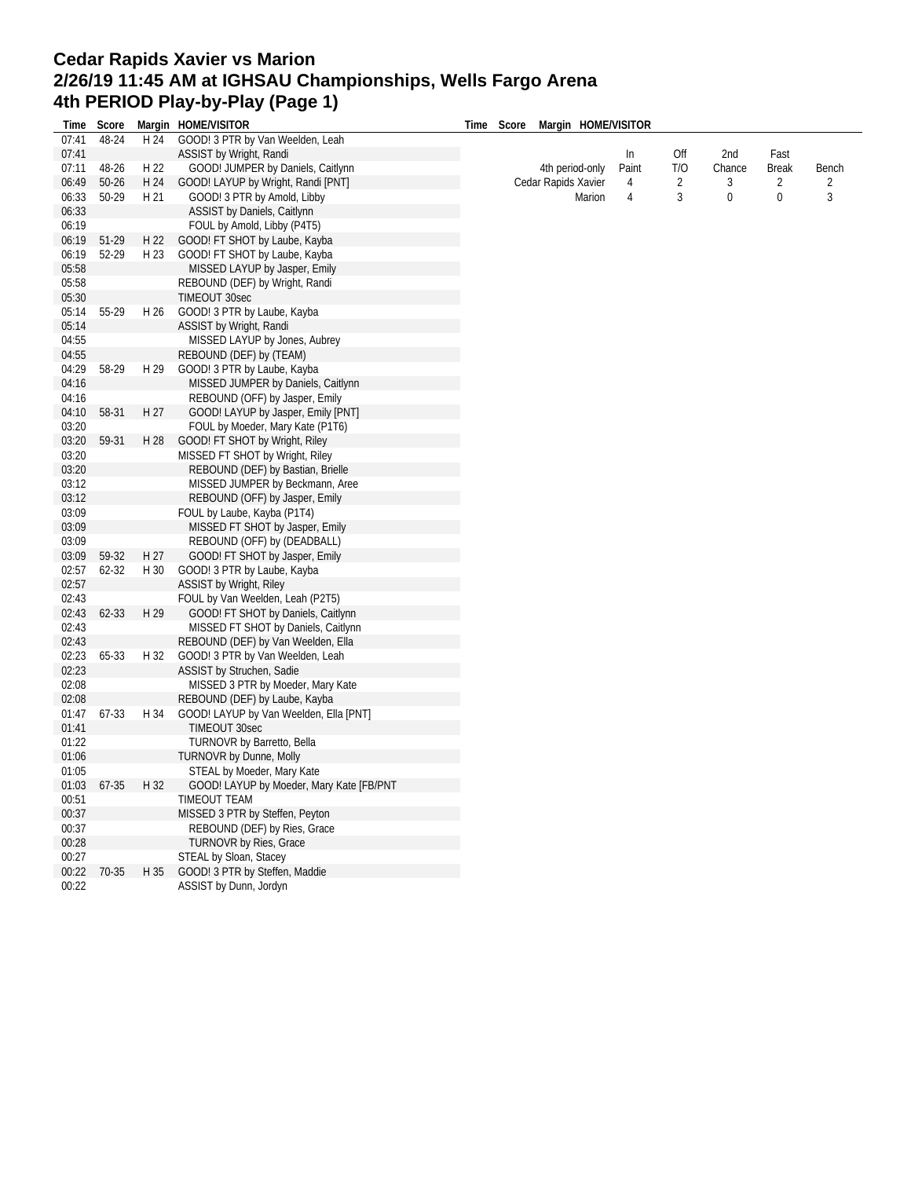# Cedar Rapids Xavier vs Marion
# 2/26/19 11:45 AM at IGHSAU Championships, Wells Fargo Arena
# 4th PERIOD Play-by-Play (Page 1)

| Time | Score | Margin | HOME/VISITOR |
|---|---|---|---|
| 07:41 | 48-24 | H 24 | GOOD! 3 PTR by Van Weelden, Leah |
| 07:41 | | | ASSIST by Wright, Randi |
| 07:11 | 48-26 | H 22 | GOOD! JUMPER by Daniels, Caitlynn |
| 06:49 | 50-26 | H 24 | GOOD! LAYUP by Wright, Randi [PNT] |
| 06:33 | 50-29 | H 21 | GOOD! 3 PTR by Arnold, Libby |
| 06:33 | | | ASSIST by Daniels, Caitlynn |
| 06:19 | | | FOUL by Arnold, Libby (P4T5) |
| 06:19 | 51-29 | H 22 | GOOD! FT SHOT by Laube, Kayba |
| 06:19 | 52-29 | H 23 | GOOD! FT SHOT by Laube, Kayba |
| 05:58 | | | MISSED LAYUP by Jasper, Emily |
| 05:58 | | | REBOUND (DEF) by Wright, Randi |
| 05:30 | | | TIMEOUT 30sec |
| 05:14 | 55-29 | H 26 | GOOD! 3 PTR by Laube, Kayba |
| 05:14 | | | ASSIST by Wright, Randi |
| 04:55 | | | MISSED LAYUP by Jones, Aubrey |
| 04:55 | | | REBOUND (DEF) by (TEAM) |
| 04:29 | 58-29 | H 29 | GOOD! 3 PTR by Laube, Kayba |
| 04:16 | | | MISSED JUMPER by Daniels, Caitlynn |
| 04:16 | | | REBOUND (OFF) by Jasper, Emily |
| 04:10 | 58-31 | H 27 | GOOD! LAYUP by Jasper, Emily [PNT] |
| 03:20 | | | FOUL by Moeder, Mary Kate (P1T6) |
| 03:20 | 59-31 | H 28 | GOOD! FT SHOT by Wright, Riley |
| 03:20 | | | MISSED FT SHOT by Wright, Riley |
| 03:20 | | | REBOUND (DEF) by Bastian, Brielle |
| 03:12 | | | MISSED JUMPER by Beckmann, Aree |
| 03:12 | | | REBOUND (OFF) by Jasper, Emily |
| 03:09 | | | FOUL by Laube, Kayba (P1T4) |
| 03:09 | | | MISSED FT SHOT by Jasper, Emily |
| 03:09 | | | REBOUND (OFF) by (DEADBALL) |
| 03:09 | 59-32 | H 27 | GOOD! FT SHOT by Jasper, Emily |
| 02:57 | 62-32 | H 30 | GOOD! 3 PTR by Laube, Kayba |
| 02:57 | | | ASSIST by Wright, Riley |
| 02:43 | | | FOUL by Van Weelden, Leah (P2T5) |
| 02:43 | 62-33 | H 29 | GOOD! FT SHOT by Daniels, Caitlynn |
| 02:43 | | | MISSED FT SHOT by Daniels, Caitlynn |
| 02:43 | | | REBOUND (DEF) by Van Weelden, Ella |
| 02:23 | 65-33 | H 32 | GOOD! 3 PTR by Van Weelden, Leah |
| 02:23 | | | ASSIST by Struchen, Sadie |
| 02:08 | | | MISSED 3 PTR by Moeder, Mary Kate |
| 02:08 | | | REBOUND (DEF) by Laube, Kayba |
| 01:47 | 67-33 | H 34 | GOOD! LAYUP by Van Weelden, Ella [PNT] |
| 01:41 | | | TIMEOUT 30sec |
| 01:22 | | | TURNOVR by Barretto, Bella |
| 01:06 | | | TURNOVR by Dunne, Molly |
| 01:05 | | | STEAL by Moeder, Mary Kate |
| 01:03 | 67-35 | H 32 | GOOD! LAYUP by Moeder, Mary Kate [FB/PNT |
| 00:51 | | | TIMEOUT TEAM |
| 00:37 | | | MISSED 3 PTR by Steffen, Peyton |
| 00:37 | | | REBOUND (DEF) by Ries, Grace |
| 00:28 | | | TURNOVR by Ries, Grace |
| 00:27 | | | STEAL by Sloan, Stacey |
| 00:22 | 70-35 | H 35 | GOOD! 3 PTR by Steffen, Maddie |
| 00:22 | | | ASSIST by Dunn, Jordyn |

| 4th period-only | In Paint | Off T/O | 2nd Chance | Fast Break | Bench |
|---|---|---|---|---|---|
| Cedar Rapids Xavier | 4 | 2 | 3 | 2 | 2 |
| Marion | 4 | 3 | 0 | 0 | 3 |